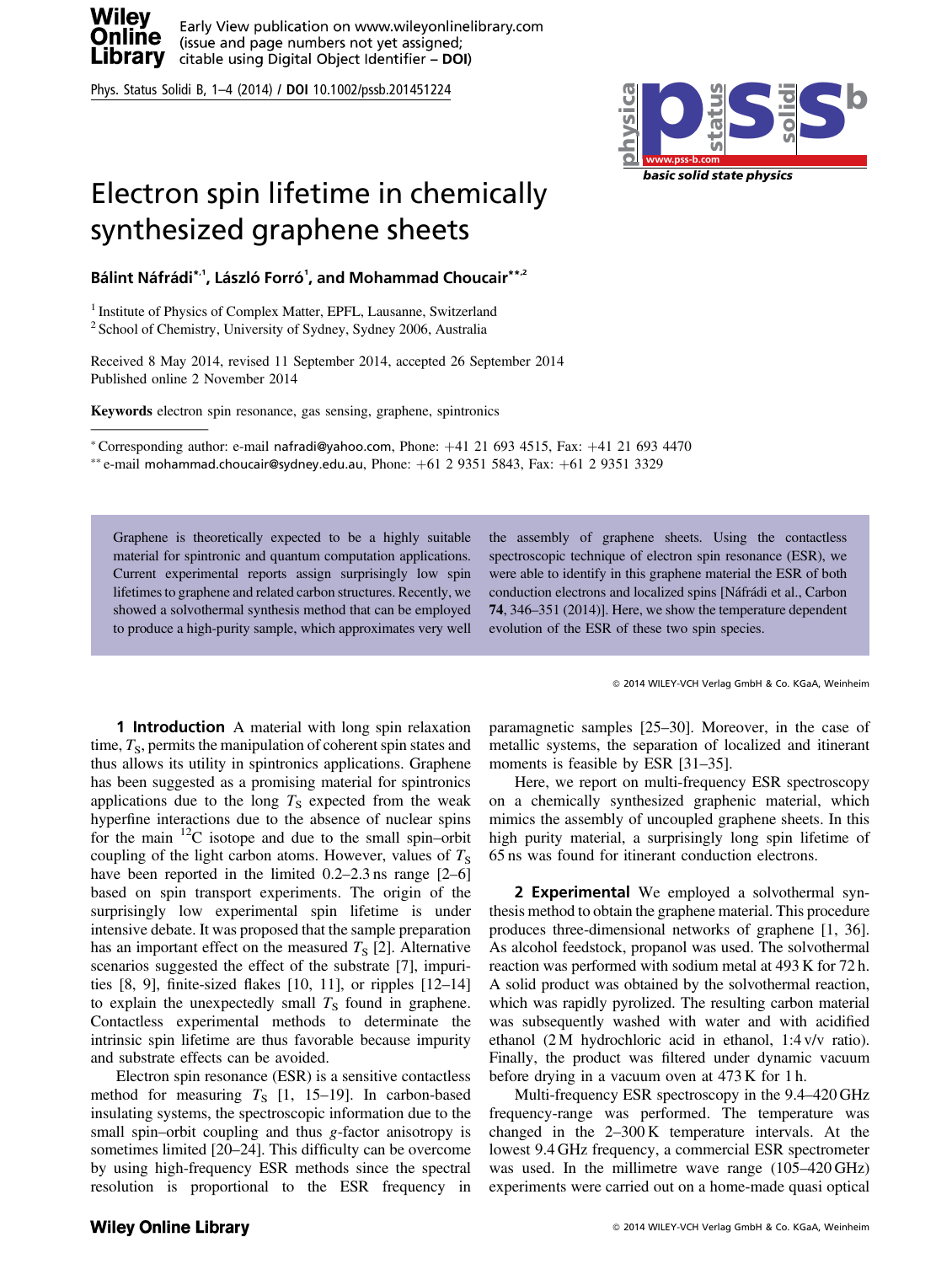# Electron spin lifetime in chemically synthesized graphene sheets

**Bálint Náfrádi**[*,1], **László Forró**[1], **and Mohammad Choucair**[**,2]

[1] Institute of Physics of Complex Matter, EPFL, Lausanne, Switzerland
[2] School of Chemistry, University of Sydney, Sydney 2006, Australia

Received 8 May 2014, revised 11 September 2014, accepted 26 September 2014
Published online 2 November 2014

**Keywords** electron spin resonance, gas sensing, graphene, spintronics

[*] Corresponding author: e-mail nafradi@yahoo.com, Phone: +41 21 693 4515, Fax: +41 21 693 4470
[**] e-mail mohammad.choucair@sydney.edu.au, Phone: +61 2 9351 5843, Fax: +61 2 9351 3329

Graphene is theoretically expected to be a highly suitable material for spintronic and quantum computation applications. Current experimental reports assign surprisingly low spin lifetimes to graphene and related carbon structures. Recently, we showed a solvothermal synthesis method that can be employed to produce a high-purity sample, which approximates very well the assembly of graphene sheets. Using the contactless spectroscopic technique of electron spin resonance (ESR), we were able to identify in this graphene material the ESR of both conduction electrons and localized spins [Náfrádi et al., Carbon **74**, 346–351 (2014)]. Here, we show the temperature dependent evolution of the ESR of these two spin species.

© 2014 WILEY-VCH Verlag GmbH & Co. KGaA, Weinheim

**1 Introduction** A material with long spin relaxation time, $T_S$, permits the manipulation of coherent spin states and thus allows its utility in spintronics applications. Graphene has been suggested as a promising material for spintronics applications due to the long $T_S$ expected from the weak hyperfine interactions due to the absence of nuclear spins for the main $^{12}C$ isotope and due to the small spin–orbit coupling of the light carbon atoms. However, values of $T_S$ have been reported in the limited 0.2–2.3 ns range [2–6] based on spin transport experiments. The origin of the surprisingly low experimental spin lifetime is under intensive debate. It was proposed that the sample preparation has an important effect on the measured $T_S$ [2]. Alternative scenarios suggested the effect of the substrate [7], impurities [8, 9], finite-sized flakes [10, 11], or ripples [12–14] to explain the unexpectedly small $T_S$ found in graphene. Contactless experimental methods to determinate the intrinsic spin lifetime are thus favorable because impurity and substrate effects can be avoided.

Electron spin resonance (ESR) is a sensitive contactless method for measuring $T_S$ [1, 15–19]. In carbon-based insulating systems, the spectroscopic information due to the small spin–orbit coupling and thus $g$-factor anisotropy is sometimes limited [20–24]. This difficulty can be overcome by using high-frequency ESR methods since the spectral resolution is proportional to the ESR frequency in paramagnetic samples [25–30]. Moreover, in the case of metallic systems, the separation of localized and itinerant moments is feasible by ESR [31–35].

Here, we report on multi-frequency ESR spectroscopy on a chemically synthesized graphenic material, which mimics the assembly of uncoupled graphene sheets. In this high purity material, a surprisingly long spin lifetime of 65 ns was found for itinerant conduction electrons.

**2 Experimental** We employed a solvothermal synthesis method to obtain the graphene material. This procedure produces three-dimensional networks of graphene [1, 36]. As alcohol feedstock, propanol was used. The solvothermal reaction was performed with sodium metal at 493 K for 72 h. A solid product was obtained by the solvothermal reaction, which was rapidly pyrolized. The resulting carbon material was subsequently washed with water and with acidified ethanol (2 M hydrochloric acid in ethanol, 1:4 v/v ratio). Finally, the product was filtered under dynamic vacuum before drying in a vacuum oven at 473 K for 1 h.

Multi-frequency ESR spectroscopy in the 9.4–420 GHz frequency-range was performed. The temperature was changed in the 2–300 K temperature intervals. At the lowest 9.4 GHz frequency, a commercial ESR spectrometer was used. In the millimetre wave range (105–420 GHz) experiments were carried out on a home-made quasi optical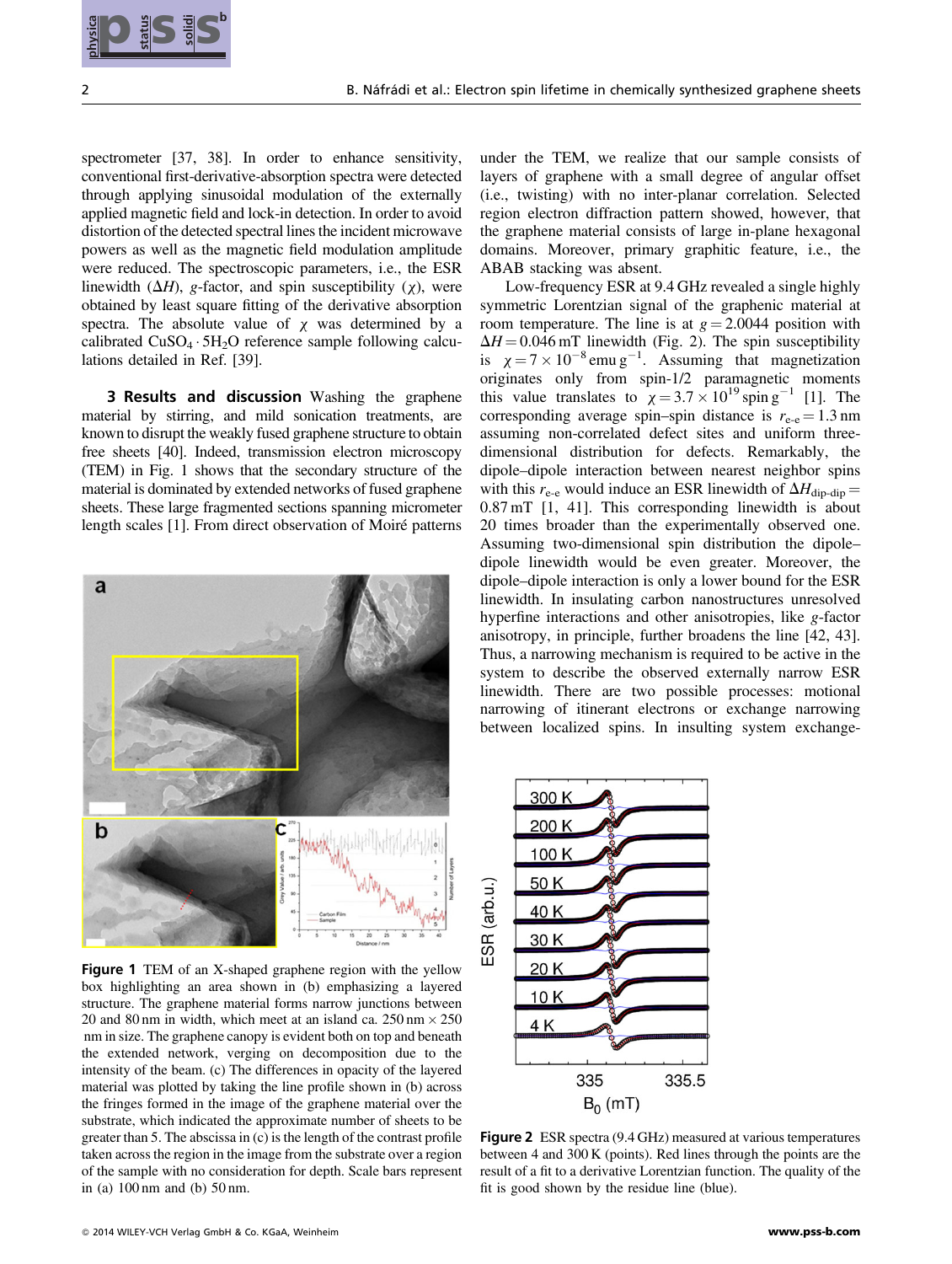spectrometer [37, 38]. In order to enhance sensitivity, conventional first-derivative-absorption spectra were detected through applying sinusoidal modulation of the externally applied magnetic field and lock-in detection. In order to avoid distortion of the detected spectral lines the incident microwave powers as well as the magnetic field modulation amplitude were reduced. The spectroscopic parameters, i.e., the ESR linewidth ($\Delta H$), $g$-factor, and spin susceptibility ($\chi$), were obtained by least square fitting of the derivative absorption spectra. The absolute value of $\chi$ was determined by a calibrated $CuSO_4 \cdot 5H_2O$ reference sample following calculations detailed in Ref. [39].

**3 Results and discussion** Washing the graphene material by stirring, and mild sonication treatments, are known to disrupt the weakly fused graphene structure to obtain free sheets [40]. Indeed, transmission electron microscopy (TEM) in Fig. 1 shows that the secondary structure of the material is dominated by extended networks of fused graphene sheets. These large fragmented sections spanning micrometer length scales [1]. From direct observation of Moiré patterns under the TEM, we realize that our sample consists of layers of graphene with a small degree of angular offset (i.e., twisting) with no inter-planar correlation. Selected region electron diffraction pattern showed, however, that the graphene material consists of large in-plane hexagonal domains. Moreover, primary graphitic feature, i.e., the ABAB stacking was absent.

**Figure 1** TEM of an X-shaped graphene region with the yellow box highlighting an area shown in (b) emphasizing a layered structure. The graphene material forms narrow junctions between 20 and 80 nm in width, which meet at an island ca. 250 nm × 250 nm in size. The graphene canopy is evident both on top and beneath the extended network, verging on decomposition due to the intensity of the beam. (c) The differences in opacity of the layered material was plotted by taking the line profile shown in (b) across the fringes formed in the image of the graphene material over the substrate, which indicated the approximate number of sheets to be greater than 5. The abscissa in (c) is the length of the contrast profile taken across the region in the image from the substrate over a region of the sample with no consideration for depth. Scale bars represent in (a) 100 nm and (b) 50 nm.

Low-frequency ESR at 9.4 GHz revealed a single highly symmetric Lorentzian signal of the graphenic material at room temperature. The line is at $g = 2.0044$ position with $\Delta H = 0.046$ mT linewidth (Fig. 2). The spin susceptibility is $\chi = 7 \times 10^{-8}$ emu g$^{-1}$. Assuming that magnetization originates only from spin-1/2 paramagnetic moments this value translates to $\chi = 3.7 \times 10^{19}$ spin g$^{-1}$ [1]. The corresponding average spin–spin distance is $r_{e\text{-}e} = 1.3$ nm assuming non-correlated defect sites and uniform three-dimensional distribution for defects. Remarkably, the dipole–dipole interaction between nearest neighbor spins with this $r_{e\text{-}e}$ would induce an ESR linewidth of $\Delta H_{dip\text{-}dip} = 0.87$ mT [1, 41]. This corresponding linewidth is about 20 times broader than the experimentally observed one. Assuming two-dimensional spin distribution the dipole–dipole linewidth would be even greater. Moreover, the dipole–dipole interaction is only a lower bound for the ESR linewidth. In insulating carbon nanostructures unresolved hyperfine interactions and other anisotropies, like $g$-factor anisotropy, in principle, further broadens the line [42, 43]. Thus, a narrowing mechanism is required to be active in the system to describe the observed externally narrow ESR linewidth. There are two possible processes: motional narrowing of itinerant electrons or exchange narrowing between localized spins. In insulting system exchange-

**Figure 2** ESR spectra (9.4 GHz) measured at various temperatures between 4 and 300 K (points). Red lines through the points are the result of a fit to a derivative Lorentzian function. The quality of the fit is good shown by the residue line (blue).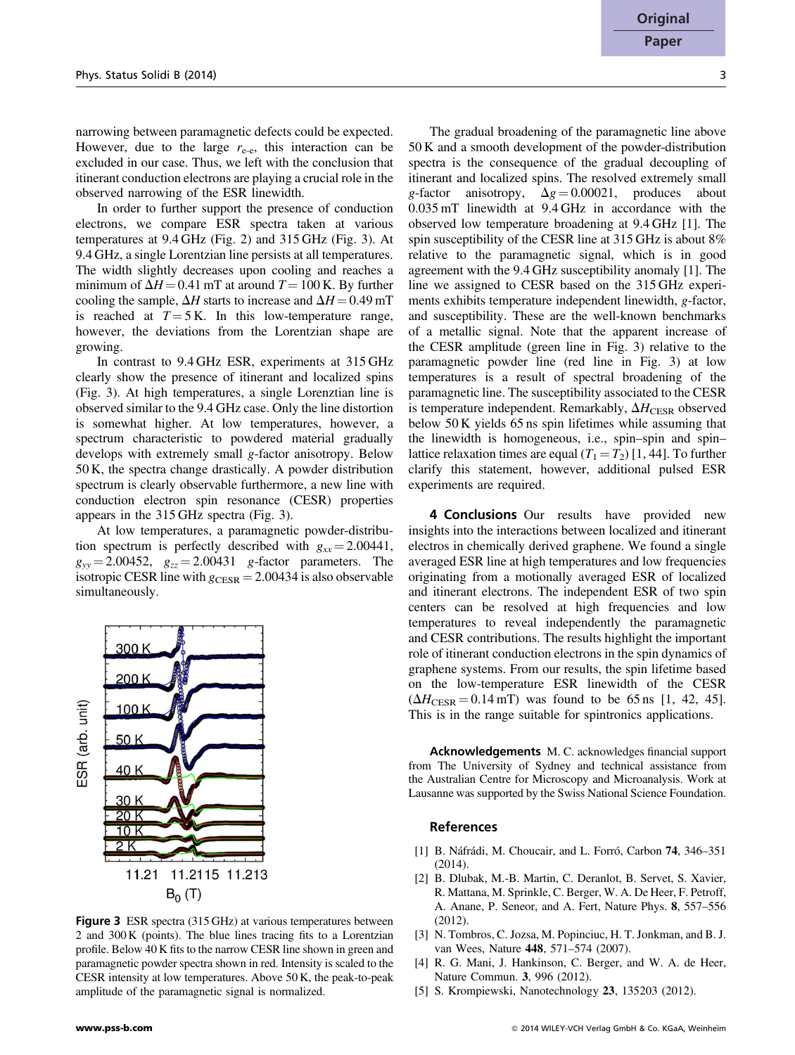narrowing between paramagnetic defects could be expected. However, due to the large $r_{e-e}$, this interaction can be excluded in our case. Thus, we left with the conclusion that itinerant conduction electrons are playing a crucial role in the observed narrowing of the ESR linewidth.

In order to further support the presence of conduction electrons, we compare ESR spectra taken at various temperatures at 9.4 GHz (Fig. 2) and 315 GHz (Fig. 3). At 9.4 GHz, a single Lorentzian line persists at all temperatures. The width slightly decreases upon cooling and reaches a minimum of $\Delta H = 0.41$ mT at around $T = 100$ K. By further cooling the sample, $\Delta H$ starts to increase and $\Delta H = 0.49$ mT is reached at $T = 5$ K. In this low-temperature range, however, the deviations from the Lorentzian shape are growing.

In contrast to 9.4 GHz ESR, experiments at 315 GHz clearly show the presence of itinerant and localized spins (Fig. 3). At high temperatures, a single Lorenztian line is observed similar to the 9.4 GHz case. Only the line distortion is somewhat higher. At low temperatures, however, a spectrum characteristic to powdered material gradually develops with extremely small $g$-factor anisotropy. Below 50 K, the spectra change drastically. A powder distribution spectrum is clearly observable furthermore, a new line with conduction electron spin resonance (CESR) properties appears in the 315 GHz spectra (Fig. 3).

At low temperatures, a paramagnetic powder-distribution spectrum is perfectly described with $g_{xx} = 2.00441$, $g_{yy} = 2.00452$, $g_{zz} = 2.00431$ $g$-factor parameters. The isotropic CESR line with $g_{\mathrm{CESR}} = 2.00434$ is also observable simultaneously.

Figure 3 ESR spectra (315 GHz) at various temperatures between 2 and 300 K (points). The blue lines tracing fits to a Lorentzian profile. Below 40 K fits to the narrow CESR line shown in green and paramagnetic powder spectra shown in red. Intensity is scaled to the CESR intensity at low temperatures. Above 50 K, the peak-to-peak amplitude of the paramagnetic signal is normalized.

The gradual broadening of the paramagnetic line above 50 K and a smooth development of the powder-distribution spectra is the consequence of the gradual decoupling of itinerant and localized spins. The resolved extremely small $g$-factor anisotropy, $\Delta g = 0.00021$, produces about 0.035 mT linewidth at 9.4 GHz in accordance with the observed low temperature broadening at 9.4 GHz [1]. The spin susceptibility of the CESR line at 315 GHz is about 8% relative to the paramagnetic signal, which is in good agreement with the 9.4 GHz susceptibility anomaly [1]. The line we assigned to CESR based on the 315 GHz experiments exhibits temperature independent linewidth, $g$-factor, and susceptibility. These are the well-known benchmarks of a metallic signal. Note that the apparent increase of the CESR amplitude (green line in Fig. 3) relative to the paramagnetic powder line (red line in Fig. 3) at low temperatures is a result of spectral broadening of the paramagnetic line. The susceptibility associated to the CESR is temperature independent. Remarkably, $\Delta H_{\mathrm{CESR}}$ observed below 50 K yields 65 ns spin lifetimes while assuming that the linewidth is homogeneous, i.e., spin–spin and spin–lattice relaxation times are equal ($T_1 = T_2$) [1, 44]. To further clarify this statement, however, additional pulsed ESR experiments are required.

**4 Conclusions** Our results have provided new insights into the interactions between localized and itinerant electros in chemically derived graphene. We found a single averaged ESR line at high temperatures and low frequencies originating from a motionally averaged ESR of localized and itinerant electrons. The independent ESR of two spin centers can be resolved at high frequencies and low temperatures to reveal independently the paramagnetic and CESR contributions. The results highlight the important role of itinerant conduction electrons in the spin dynamics of graphene systems. From our results, the spin lifetime based on the low-temperature ESR linewidth of the CESR ($\Delta H_{\mathrm{CESR}} = 0.14$ mT) was found to be 65 ns [1, 42, 45]. This is in the range suitable for spintronics applications.

**Acknowledgements** M. C. acknowledges financial support from The University of Sydney and technical assistance from the Australian Centre for Microscopy and Microanalysis. Work at Lausanne was supported by the Swiss National Science Foundation.

## References

[1] B. Náfrádi, M. Choucair, and L. Forró, Carbon **74**, 346–351 (2014).

[2] B. Dlubak, M.-B. Martin, C. Deranlot, B. Servet, S. Xavier, R. Mattana, M. Sprinkle, C. Berger, W. A. De Heer, F. Petroff, A. Anane, P. Seneor, and A. Fert, Nature Phys. **8**, 557–556 (2012).

[3] N. Tombros, C. Jozsa, M. Popinciuc, H. T. Jonkman, and B. J. van Wees, Nature **448**, 571–574 (2007).

[4] R. G. Mani, J. Hankinson, C. Berger, and W. A. de Heer, Nature Commun. **3**, 996 (2012).

[5] S. Krompiewski, Nanotechnology **23**, 135203 (2012).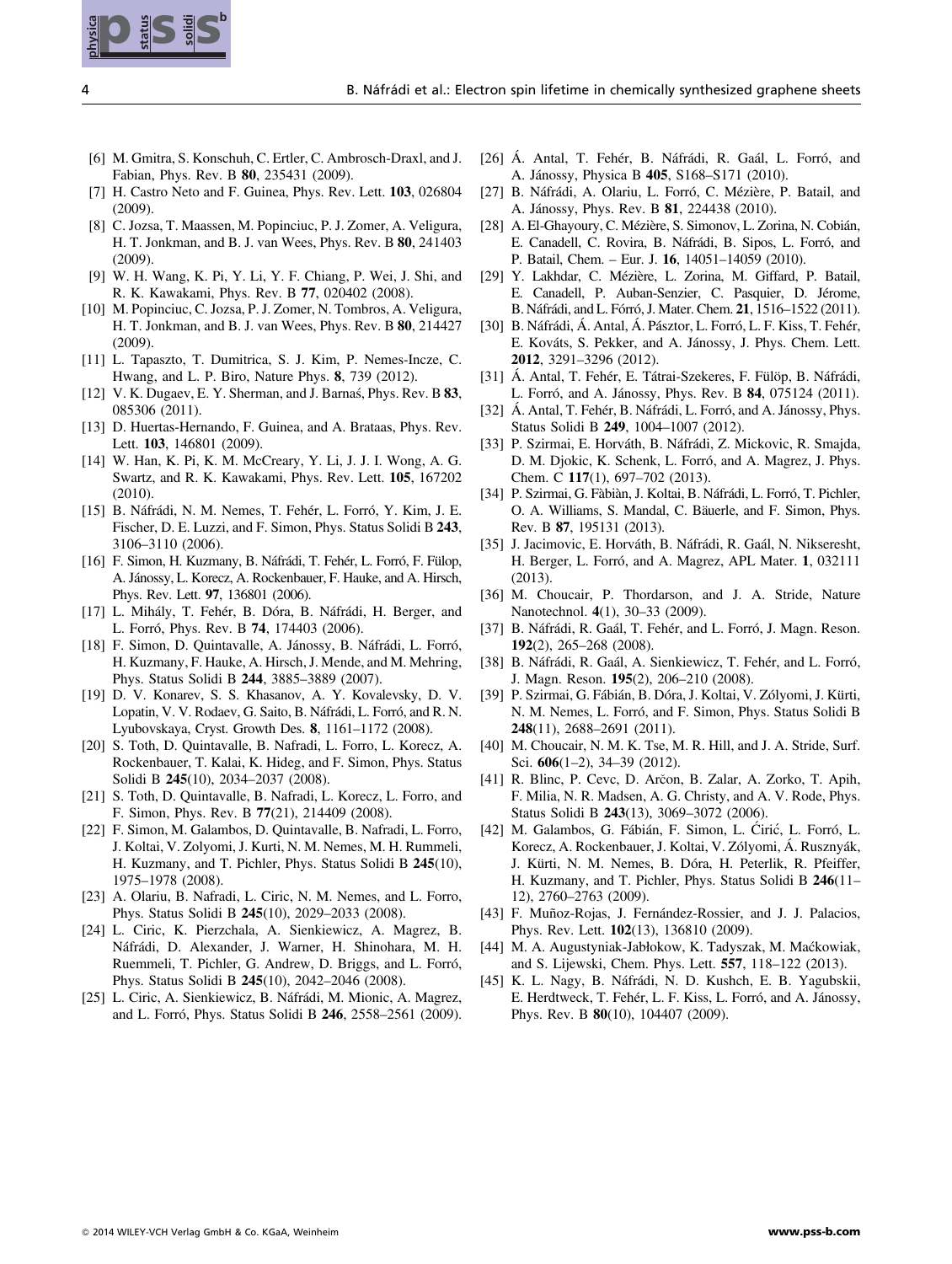[6] M. Gmitra, S. Konschuh, C. Ertler, C. Ambrosch-Draxl, and J. Fabian, Phys. Rev. B **80**, 235431 (2009).

[7] H. Castro Neto and F. Guinea, Phys. Rev. Lett. **103**, 026804 (2009).

[8] C. Jozsa, T. Maassen, M. Popinciuc, P. J. Zomer, A. Veligura, H. T. Jonkman, and B. J. van Wees, Phys. Rev. B **80**, 241403 (2009).

[9] W. H. Wang, K. Pi, Y. Li, Y. F. Chiang, P. Wei, J. Shi, and R. K. Kawakami, Phys. Rev. B **77**, 020402 (2008).

[10] M. Popinciuc, C. Jozsa, P. J. Zomer, N. Tombros, A. Veligura, H. T. Jonkman, and B. J. van Wees, Phys. Rev. B **80**, 214427 (2009).

[11] L. Tapaszto, T. Dumitrica, S. J. Kim, P. Nemes-Incze, C. Hwang, and L. P. Biro, Nature Phys. **8**, 739 (2012).

[12] V. K. Dugaev, E. Y. Sherman, and J. Barnaś, Phys. Rev. B **83**, 085306 (2011).

[13] D. Huertas-Hernando, F. Guinea, and A. Brataas, Phys. Rev. Lett. **103**, 146801 (2009).

[14] W. Han, K. Pi, K. M. McCreary, Y. Li, J. J. I. Wong, A. G. Swartz, and R. K. Kawakami, Phys. Rev. Lett. **105**, 167202 (2010).

[15] B. Náfrádi, N. M. Nemes, T. Fehér, L. Forró, Y. Kim, J. E. Fischer, D. E. Luzzi, and F. Simon, Phys. Status Solidi B **243**, 3106–3110 (2006).

[16] F. Simon, H. Kuzmany, B. Náfrádi, T. Fehér, L. Forró, F. Fülop, A. Jánossy, L. Korecz, A. Rockenbauer, F. Hauke, and A. Hirsch, Phys. Rev. Lett. **97**, 136801 (2006).

[17] L. Mihály, T. Fehér, B. Dóra, B. Náfrádi, H. Berger, and L. Forró, Phys. Rev. B **74**, 174403 (2006).

[18] F. Simon, D. Quintavalle, A. Jánossy, B. Náfrádi, L. Forró, H. Kuzmany, F. Hauke, A. Hirsch, J. Mende, and M. Mehring, Phys. Status Solidi B **244**, 3885–3889 (2007).

[19] D. V. Konarev, S. S. Khasanov, A. Y. Kovalevsky, D. V. Lopatin, V. V. Rodaev, G. Saito, B. Náfrádi, L. Forró, and R. N. Lyubovskaya, Cryst. Growth Des. **8**, 1161–1172 (2008).

[20] S. Toth, D. Quintavalle, B. Nafradi, L. Forro, L. Korecz, A. Rockenbauer, T. Kalai, K. Hideg, and F. Simon, Phys. Status Solidi B **245**(10), 2034–2037 (2008).

[21] S. Toth, D. Quintavalle, B. Nafradi, L. Korecz, L. Forro, and F. Simon, Phys. Rev. B **77**(21), 214409 (2008).

[22] F. Simon, M. Galambos, D. Quintavalle, B. Nafradi, L. Forro, J. Koltai, V. Zolyomi, J. Kurti, N. M. Nemes, M. H. Rummeli, H. Kuzmany, and T. Pichler, Phys. Status Solidi B **245**(10), 1975–1978 (2008).

[23] A. Olariu, B. Nafradi, L. Ciric, N. M. Nemes, and L. Forro, Phys. Status Solidi B **245**(10), 2029–2033 (2008).

[24] L. Ciric, K. Pierzchala, A. Sienkiewicz, A. Magrez, B. Náfrádi, D. Alexander, J. Warner, H. Shinohara, M. H. Ruemmeli, T. Pichler, G. Andrew, D. Briggs, and L. Forró, Phys. Status Solidi B **245**(10), 2042–2046 (2008).

[25] L. Ciric, A. Sienkiewicz, B. Náfrádi, M. Mionic, A. Magrez, and L. Forró, Phys. Status Solidi B **246**, 2558–2561 (2009).

[26] Á. Antal, T. Fehér, B. Náfrádi, R. Gaál, L. Forró, and A. Jánossy, Physica B **405**, S168–S171 (2010).

[27] B. Náfrádi, A. Olariu, L. Forró, C. Mézière, P. Batail, and A. Jánossy, Phys. Rev. B **81**, 224438 (2010).

[28] A. El-Ghayoury, C. Mézière, S. Simonov, L. Zorina, N. Cobián, E. Canadell, C. Rovira, B. Náfrádi, B. Sipos, L. Forró, and P. Batail, Chem. – Eur. J. **16**, 14051–14059 (2010).

[29] Y. Lakhdar, C. Mézière, L. Zorina, M. Giffard, P. Batail, E. Canadell, P. Auban-Senzier, C. Pasquier, D. Jérome, B. Náfrádi, and L. Fórró, J. Mater. Chem. **21**, 1516–1522 (2011).

[30] B. Náfrádi, Á. Antal, Á. Pásztor, L. Forró, L. F. Kiss, T. Fehér, E. Kováts, S. Pekker, and A. Jánossy, J. Phys. Chem. Lett. **2012**, 3291–3296 (2012).

[31] Á. Antal, T. Fehér, E. Tátrai-Szekeres, F. Fülöp, B. Náfrádi, L. Forró, and A. Jánossy, Phys. Rev. B **84**, 075124 (2011).

[32] Á. Antal, T. Fehér, B. Náfrádi, L. Forró, and A. Jánossy, Phys. Status Solidi B **249**, 1004–1007 (2012).

[33] P. Szirmai, E. Horváth, B. Náfrádi, Z. Mickovic, R. Smajda, D. M. Djokic, K. Schenk, L. Forró, and A. Magrez, J. Phys. Chem. C **117**(1), 697–702 (2013).

[34] P. Szirmai, G. Fàbiàn, J. Koltai, B. Náfrádi, L. Forró, T. Pichler, O. A. Williams, S. Mandal, C. Bäuerle, and F. Simon, Phys. Rev. B **87**, 195131 (2013).

[35] J. Jacimovic, E. Horváth, B. Náfrádi, R. Gaál, N. Nikseresht, H. Berger, L. Forró, and A. Magrez, APL Mater. **1**, 032111 (2013).

[36] M. Choucair, P. Thordarson, and J. A. Stride, Nature Nanotechnol. **4**(1), 30–33 (2009).

[37] B. Náfrádi, R. Gaál, T. Fehér, and L. Forró, J. Magn. Reson. **192**(2), 265–268 (2008).

[38] B. Náfrádi, R. Gaál, A. Sienkiewicz, T. Fehér, and L. Forró, J. Magn. Reson. **195**(2), 206–210 (2008).

[39] P. Szirmai, G. Fábián, B. Dóra, J. Koltai, V. Zólyomi, J. Kürti, N. M. Nemes, L. Forró, and F. Simon, Phys. Status Solidi B **248**(11), 2688–2691 (2011).

[40] M. Choucair, N. M. K. Tse, M. R. Hill, and J. A. Stride, Surf. Sci. **606**(1–2), 34–39 (2012).

[41] R. Blinc, P. Cevc, D. Arčon, B. Zalar, A. Zorko, T. Apih, F. Milia, N. R. Madsen, A. G. Christy, and A. V. Rode, Phys. Status Solidi B **243**(13), 3069–3072 (2006).

[42] M. Galambos, G. Fábián, F. Simon, L. Ćirić, L. Forró, L. Korecz, A. Rockenbauer, J. Koltai, V. Zólyomi, Á. Rusznyák, J. Kürti, N. M. Nemes, B. Dóra, H. Peterlik, R. Pfeiffer, H. Kuzmany, and T. Pichler, Phys. Status Solidi B **246**(11–12), 2760–2763 (2009).

[43] F. Muñoz-Rojas, J. Fernández-Rossier, and J. J. Palacios, Phys. Rev. Lett. **102**(13), 136810 (2009).

[44] M. A. Augustyniak-Jabłokow, K. Tadyszak, M. Maćkowiak, and S. Lijewski, Chem. Phys. Lett. **557**, 118–122 (2013).

[45] K. L. Nagy, B. Náfrádi, N. D. Kushch, E. B. Yagubskii, E. Herdtweck, T. Fehér, L. F. Kiss, L. Forró, and A. Jánossy, Phys. Rev. B **80**(10), 104407 (2009).